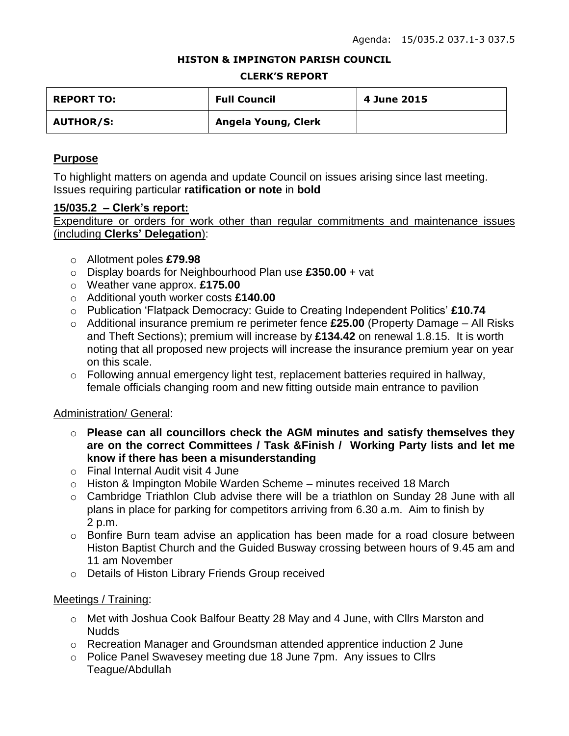Agenda: 15/035.2 037.1-3 037.5

**HISTON & IMPINGTON PARISH COUNCIL**

**CLERK'S REPORT**

| REPORT TO: | Full Council | 4 June 2015 |
|---|---|---|
| AUTHOR/S: | Angela Young, Clerk | |

## Purpose

To highlight matters on agenda and update Council on issues arising since last meeting. Issues requiring particular **ratification or note** in **bold**

### 15/035.2 – Clerk's report:

Expenditure or orders for work other than regular commitments and maintenance issues (including **Clerks' Delegation**):

- Allotment poles **£79.98**
- Display boards for Neighbourhood Plan use **£350.00** + vat
- Weather vane approx. **£175.00**
- Additional youth worker costs **£140.00**
- Publication 'Flatpack Democracy: Guide to Creating Independent Politics' **£10.74**
- Additional insurance premium re perimeter fence **£25.00** (Property Damage – All Risks and Theft Sections); premium will increase by **£134.42** on renewal 1.8.15. It is worth noting that all proposed new projects will increase the insurance premium year on year on this scale.
- Following annual emergency light test, replacement batteries required in hallway, female officials changing room and new fitting outside main entrance to pavilion

Administration/ General:

- **Please can all councillors check the AGM minutes and satisfy themselves they are on the correct Committees / Task &Finish / Working Party lists and let me know if there has been a misunderstanding**
- Final Internal Audit visit 4 June
- Histon & Impington Mobile Warden Scheme – minutes received 18 March
- Cambridge Triathlon Club advise there will be a triathlon on Sunday 28 June with all plans in place for parking for competitors arriving from 6.30 a.m. Aim to finish by 2 p.m.
- Bonfire Burn team advise an application has been made for a road closure between Histon Baptist Church and the Guided Busway crossing between hours of 9.45 am and 11 am November
- Details of Histon Library Friends Group received

Meetings / Training:

- Met with Joshua Cook Balfour Beatty 28 May and 4 June, with Cllrs Marston and Nudds
- Recreation Manager and Groundsman attended apprentice induction 2 June
- Police Panel Swavesey meeting due 18 June 7pm. Any issues to Cllrs Teague/Abdullah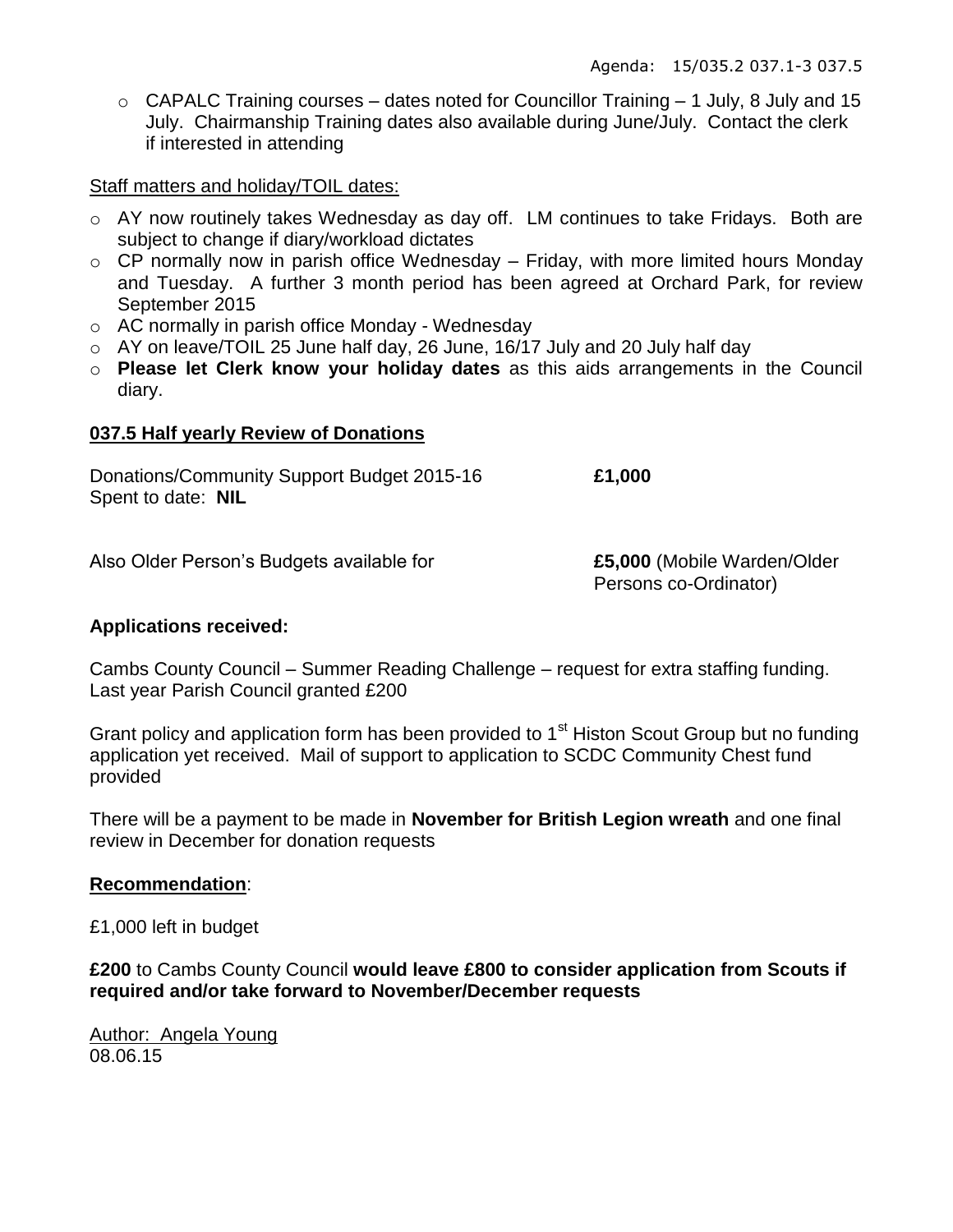- CAPALC Training courses – dates noted for Councillor Training – 1 July, 8 July and 15 July. Chairmanship Training dates also available during June/July. Contact the clerk if interested in attending

Staff matters and holiday/TOIL dates:

- AY now routinely takes Wednesday as day off. LM continues to take Fridays. Both are subject to change if diary/workload dictates
- CP normally now in parish office Wednesday – Friday, with more limited hours Monday and Tuesday. A further 3 month period has been agreed at Orchard Park, for review September 2015
- AC normally in parish office Monday - Wednesday
- AY on leave/TOIL 25 June half day, 26 June, 16/17 July and 20 July half day
- **Please let Clerk know your holiday dates** as this aids arrangements in the Council diary.

## 037.5 Half yearly Review of Donations

Donations/Community Support Budget 2015-16 **£1,000**
Spent to date: **NIL**

Also Older Person's Budgets available for **£5,000** (Mobile Warden/Older Persons co-Ordinator)

**Applications received:**

Cambs County Council – Summer Reading Challenge – request for extra staffing funding. Last year Parish Council granted £200

Grant policy and application form has been provided to 1st Histon Scout Group but no funding application yet received. Mail of support to application to SCDC Community Chest fund provided

There will be a payment to be made in **November for British Legion wreath** and one final review in December for donation requests

**Recommendation**:

£1,000 left in budget

**£200** to Cambs County Council **would leave £800 to consider application from Scouts if required and/or take forward to November/December requests**

Author: Angela Young
08.06.15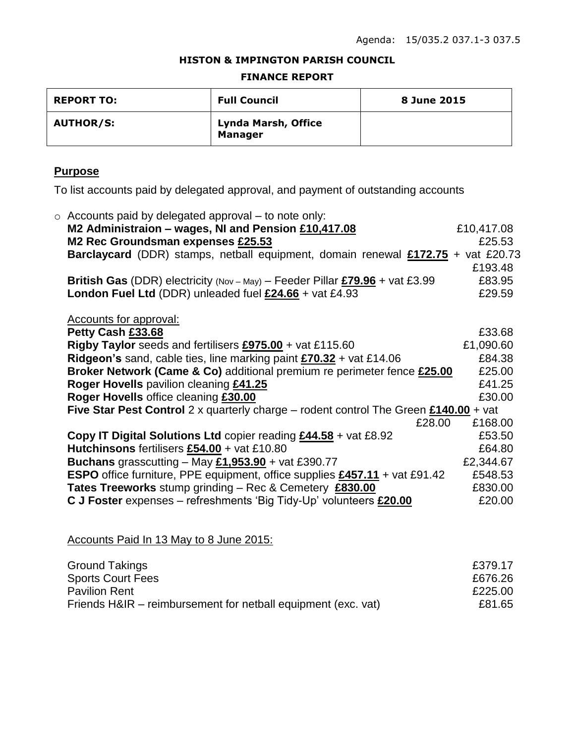Agenda: 15/035.2 037.1-3 037.5

**HISTON & IMPINGTON PARISH COUNCIL**

**FINANCE REPORT**

| | | |
|---|---|---|
| **REPORT TO:** | **Full Council** | **8 June 2015** |
| **AUTHOR/S:** | **Lynda Marsh, Office Manager** | |

## Purpose

To list accounts paid by delegated approval, and payment of outstanding accounts

- Accounts paid by delegated approval – to note only:

  **M2 Administraion – wages, NI and Pension <u>£10,417.08</u>** £10,417.08
  **M2 Rec Groundsman expenses <u>£25.53</u>** £25.53
  **Barclaycard** (DDR) stamps, netball equipment, domain renewal **<u>£172.75</u>** + vat £20.73 £193.48
  **British Gas** (DDR) electricity (Nov – May) – Feeder Pillar **<u>£79.96</u>** + vat £3.99 £83.95
  **London Fuel Ltd** (DDR) unleaded fuel **<u>£24.66</u>** + vat £4.93 £29.59

  <u>Accounts for approval:</u>
  **Petty Cash <u>£33.68</u>** £33.68
  **Rigby Taylor** seeds and fertilisers **<u>£975.00</u>** + vat £115.60 £1,090.60
  **Ridgeon's** sand, cable ties, line marking paint **<u>£70.32</u>** + vat £14.06 £84.38
  **Broker Network (Came & Co)** additional premium re perimeter fence **<u>£25.00</u>** £25.00
  **Roger Hovells** pavilion cleaning **<u>£41.25</u>** £41.25
  **Roger Hovells** office cleaning **<u>£30.00</u>** £30.00
  **Five Star Pest Control** 2 x quarterly charge – rodent control The Green **<u>£140.00</u>** + vat £28.00 £168.00
  **Copy IT Digital Solutions Ltd** copier reading **<u>£44.58</u>** + vat £8.92 £53.50
  **Hutchinsons** fertilisers **<u>£54.00</u>** + vat £10.80 £64.80
  **Buchans** grasscutting – May **<u>£1,953.90</u>** + vat £390.77 £2,344.67
  **ESPO** office furniture, PPE equipment, office supplies **<u>£457.11</u>** + vat £91.42 £548.53
  **Tates Treeworks** stump grinding – Rec & Cemetery **<u>£830.00</u>** £830.00
  **C J Foster** expenses – refreshments 'Big Tidy-Up' volunteers **<u>£20.00</u>** £20.00

  <u>Accounts Paid In 13 May to 8 June 2015:</u>

  Ground Takings £379.17
  Sports Court Fees £676.26
  Pavilion Rent £225.00
  Friends H&IR – reimbursement for netball equipment (exc. vat) £81.65